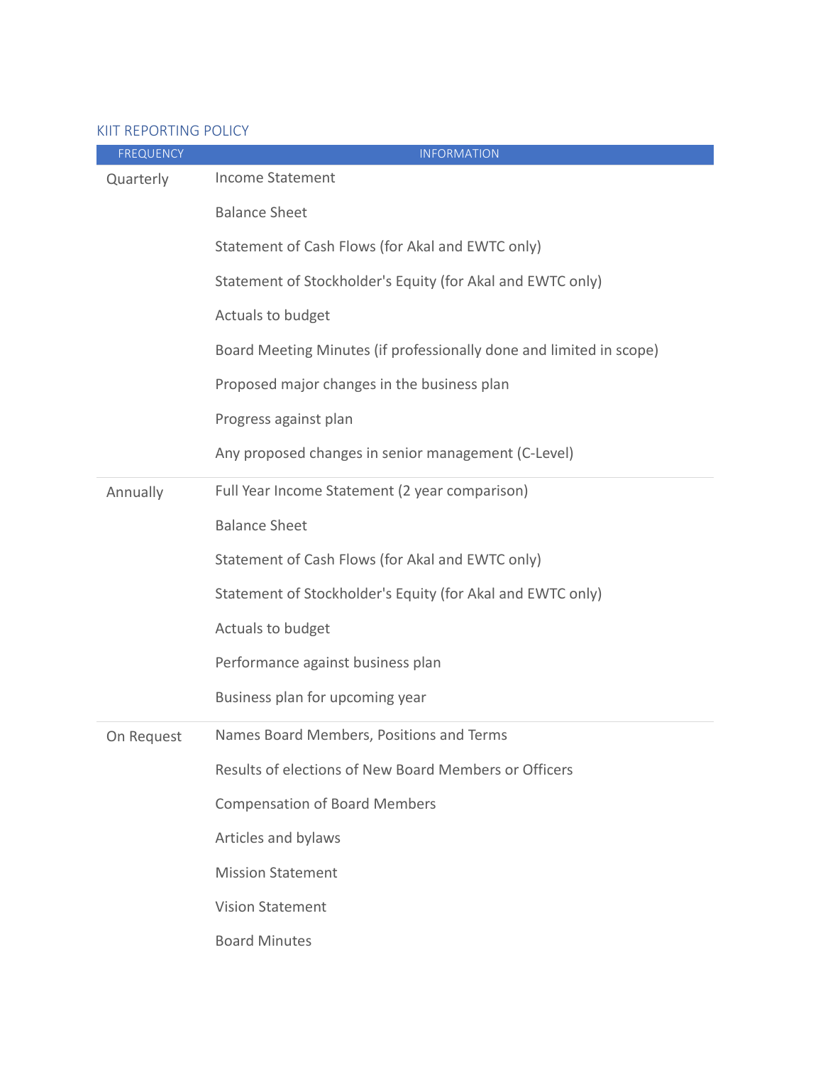## KIIT REPORTING POLICY

| FREQUENCY | INFORMATION |
|---|---|
| Quarterly | Income Statement |
| | Balance Sheet |
| | Statement of Cash Flows (for Akal and EWTC only) |
| | Statement of Stockholder's Equity (for Akal and EWTC only) |
| | Actuals to budget |
| | Board Meeting Minutes (if professionally done and limited in scope) |
| | Proposed major changes in the business plan |
| | Progress against plan |
| | Any proposed changes in senior management (C-Level) |
| Annually | Full Year Income Statement (2 year comparison) |
| | Balance Sheet |
| | Statement of Cash Flows (for Akal and EWTC only) |
| | Statement of Stockholder's Equity (for Akal and EWTC only) |
| | Actuals to budget |
| | Performance against business plan |
| | Business plan for upcoming year |
| On Request | Names Board Members, Positions and Terms |
| | Results of elections of New Board Members or Officers |
| | Compensation of Board Members |
| | Articles and bylaws |
| | Mission Statement |
| | Vision Statement |
| | Board Minutes |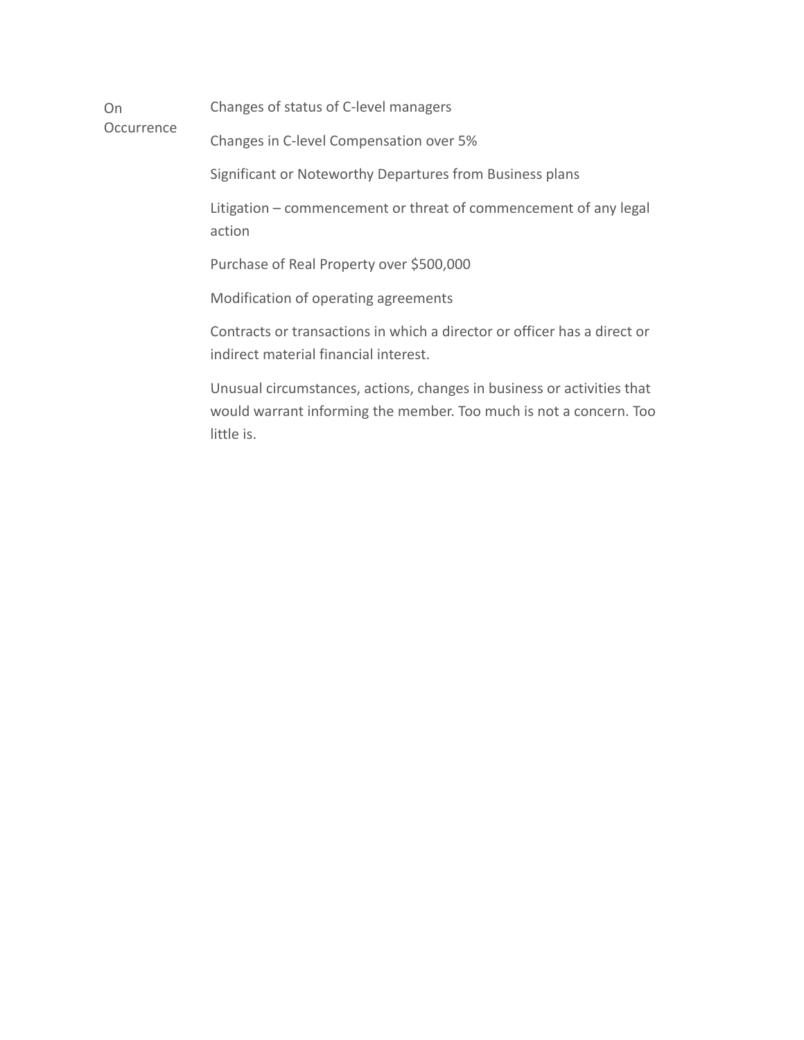| | |
|---|---|
| On Occurrence | Changes of status of C-level managers |
| | Changes in C-level Compensation over 5% |
| | Significant or Noteworthy Departures from Business plans |
| | Litigation – commencement or threat of commencement of any legal action |
| | Purchase of Real Property over $500,000 |
| | Modification of operating agreements |
| | Contracts or transactions in which a director or officer has a direct or indirect material financial interest. |
| | Unusual circumstances, actions, changes in business or activities that would warrant informing the member. Too much is not a concern. Too little is. |